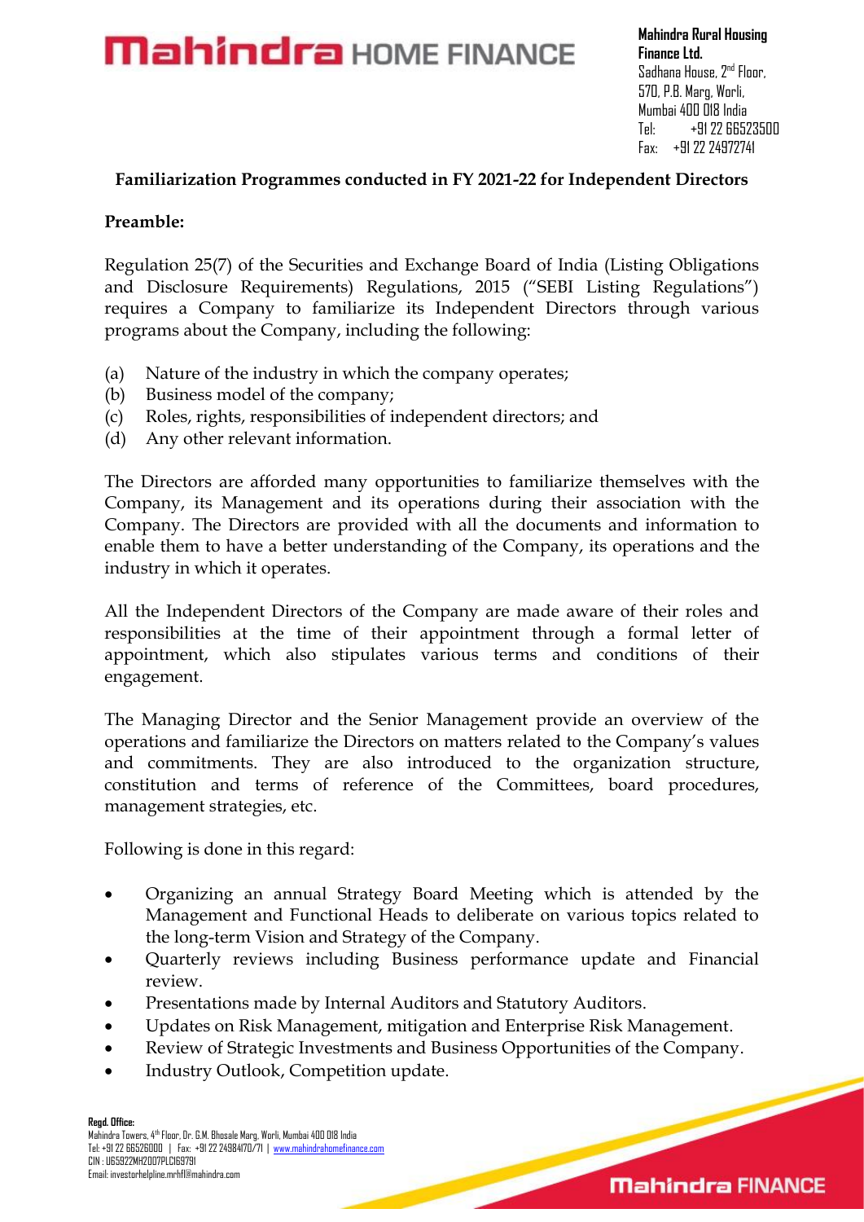Mahindra HOME FINANCE

**Mahindra Rural Housing Finance Ltd.**
Sadhana House, 2nd Floor,
570, P.B. Marg, Worli,
Mumbai 400 018 India
Tel: +91 22 66523500
Fax: +91 22 24972741

## Familiarization Programmes conducted in FY 2021-22 for Independent Directors

### Preamble:

Regulation 25(7) of the Securities and Exchange Board of India (Listing Obligations and Disclosure Requirements) Regulations, 2015 ("SEBI Listing Regulations") requires a Company to familiarize its Independent Directors through various programs about the Company, including the following:

(a) Nature of the industry in which the company operates;
(b) Business model of the company;
(c) Roles, rights, responsibilities of independent directors; and
(d) Any other relevant information.

The Directors are afforded many opportunities to familiarize themselves with the Company, its Management and its operations during their association with the Company. The Directors are provided with all the documents and information to enable them to have a better understanding of the Company, its operations and the industry in which it operates.

All the Independent Directors of the Company are made aware of their roles and responsibilities at the time of their appointment through a formal letter of appointment, which also stipulates various terms and conditions of their engagement.

The Managing Director and the Senior Management provide an overview of the operations and familiarize the Directors on matters related to the Company's values and commitments. They are also introduced to the organization structure, constitution and terms of reference of the Committees, board procedures, management strategies, etc.

Following is done in this regard:

- Organizing an annual Strategy Board Meeting which is attended by the Management and Functional Heads to deliberate on various topics related to the long-term Vision and Strategy of the Company.
- Quarterly reviews including Business performance update and Financial review.
- Presentations made by Internal Auditors and Statutory Auditors.
- Updates on Risk Management, mitigation and Enterprise Risk Management.
- Review of Strategic Investments and Business Opportunities of the Company.
- Industry Outlook, Competition update.

**Regd. Office:**
Mahindra Towers, 4th Floor, Dr. G.M. Bhosale Marg, Worli, Mumbai 400 018 India
Tel: +91 22 66526000 | Fax: +91 22 24984170/71 | www.mahindrahomefinance.com
CIN : U65922MH2007PLC169791
Email: investorhelpline.mrhfl@mahindra.com

Mahindra FINANCE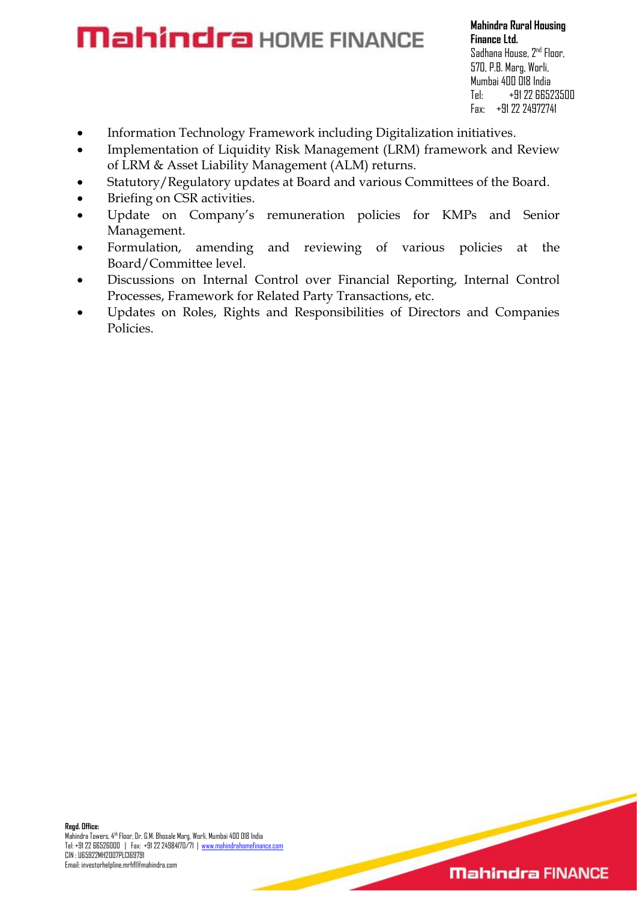- Information Technology Framework including Digitalization initiatives.
- Implementation of Liquidity Risk Management (LRM) framework and Review of LRM & Asset Liability Management (ALM) returns.
- Statutory/Regulatory updates at Board and various Committees of the Board.
- Briefing on CSR activities.
- Update on Company's remuneration policies for KMPs and Senior Management.
- Formulation, amending and reviewing of various policies at the Board/Committee level.
- Discussions on Internal Control over Financial Reporting, Internal Control Processes, Framework for Related Party Transactions, etc.
- Updates on Roles, Rights and Responsibilities of Directors and Companies Policies.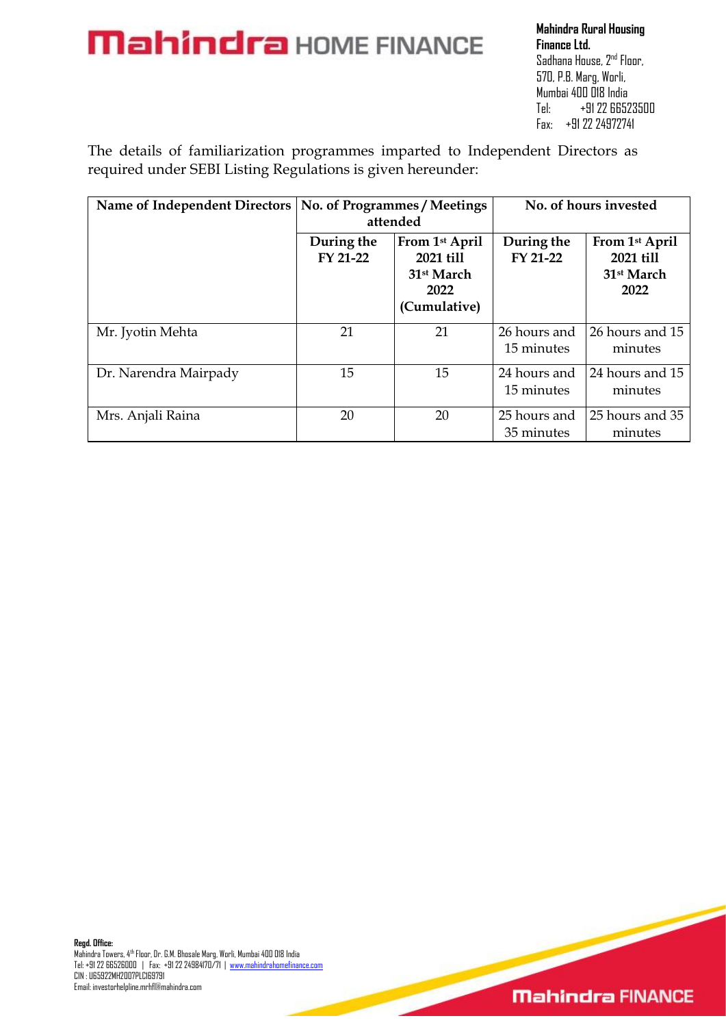**Mahindra Rural Housing Finance Ltd.**
Sadhana House, 2nd Floor,
570, P.B. Marg, Worli,
Mumbai 400 018 India
Tel: +91 22 66523500
Fax: +91 22 24972741

The details of familiarization programmes imparted to Independent Directors as required under SEBI Listing Regulations is given hereunder:

| Name of Independent Directors | No. of Programmes / Meetings attended | | No. of hours invested | |
|---|---|---|---|---|
| | During the FY 21-22 | From 1st April 2021 till 31st March 2022 (Cumulative) | During the FY 21-22 | From 1st April 2021 till 31st March 2022 |
| Mr. Jyotin Mehta | 21 | 21 | 26 hours and 15 minutes | 26 hours and 15 minutes |
| Dr. Narendra Mairpady | 15 | 15 | 24 hours and 15 minutes | 24 hours and 15 minutes |
| Mrs. Anjali Raina | 20 | 20 | 25 hours and 35 minutes | 25 hours and 35 minutes |

**Regd. Office:**
Mahindra Towers, 4th Floor, Dr. G.M. Bhosale Marg, Worli, Mumbai 400 018 India
Tel: +91 22 66526000 | Fax: +91 22 24984170/71 | www.mahindrahomefinance.com
CIN : U65922MH2007PLC169791
Email: investorhelpline.mrhfl@mahindra.com